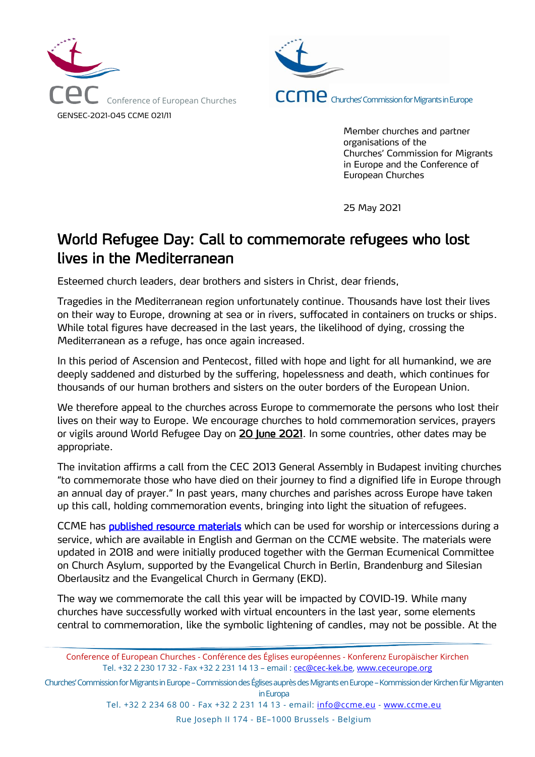Conference of European Churches

GENSEC-2021-045 CCME 021/11

Churches' Commission for Migrants in Europe

Member churches and partner organisations of the Churches' Commission for Migrants in Europe and the Conference of European Churches

25 May 2021

# World Refugee Day: Call to commemorate refugees who lost lives in the Mediterranean

Esteemed church leaders, dear brothers and sisters in Christ, dear friends,

Tragedies in the Mediterranean region unfortunately continue. Thousands have lost their lives on their way to Europe, drowning at sea or in rivers, suffocated in containers on trucks or ships. While total figures have decreased in the last years, the likelihood of dying, crossing the Mediterranean as a refuge, has once again increased.

In this period of Ascension and Pentecost, filled with hope and light for all humankind, we are deeply saddened and disturbed by the suffering, hopelessness and death, which continues for thousands of our human brothers and sisters on the outer borders of the European Union.

We therefore appeal to the churches across Europe to commemorate the persons who lost their lives on their way to Europe. We encourage churches to hold commemoration services, prayers or vigils around World Refugee Day on **20 June 2021**. In some countries, other dates may be appropriate.

The invitation affirms a call from the CEC 2013 General Assembly in Budapest inviting churches "to commemorate those who have died on their journey to find a dignified life in Europe through an annual day of prayer." In past years, many churches and parishes across Europe have taken up this call, holding commemoration events, bringing into light the situation of refugees.

CCME has published resource materials which can be used for worship or intercessions during a service, which are available in English and German on the CCME website. The materials were updated in 2018 and were initially produced together with the German Ecumenical Committee on Church Asylum, supported by the Evangelical Church in Berlin, Brandenburg and Silesian Oberlausitz and the Evangelical Church in Germany (EKD).

The way we commemorate the call this year will be impacted by COVID-19. While many churches have successfully worked with virtual encounters in the last year, some elements central to commemoration, like the symbolic lightening of candles, may not be possible. At the

Conference of European Churches - Conférence des Églises européennes - Konferenz Europäischer Kirchen
Tel. +32 2 230 17 32 - Fax +32 2 231 14 13 – email : cec@cec-kek.be, www.ceceurope.org

Churches' Commission for Migrants in Europe – Commission des Églises auprès des Migrants en Europe – Kommission der Kirchen für Migranten in Europa
Tel. +32 2 234 68 00 - Fax +32 2 231 14 13 - email: info@ccme.eu - www.ccme.eu

Rue Joseph II 174 - BE–1000 Brussels - Belgium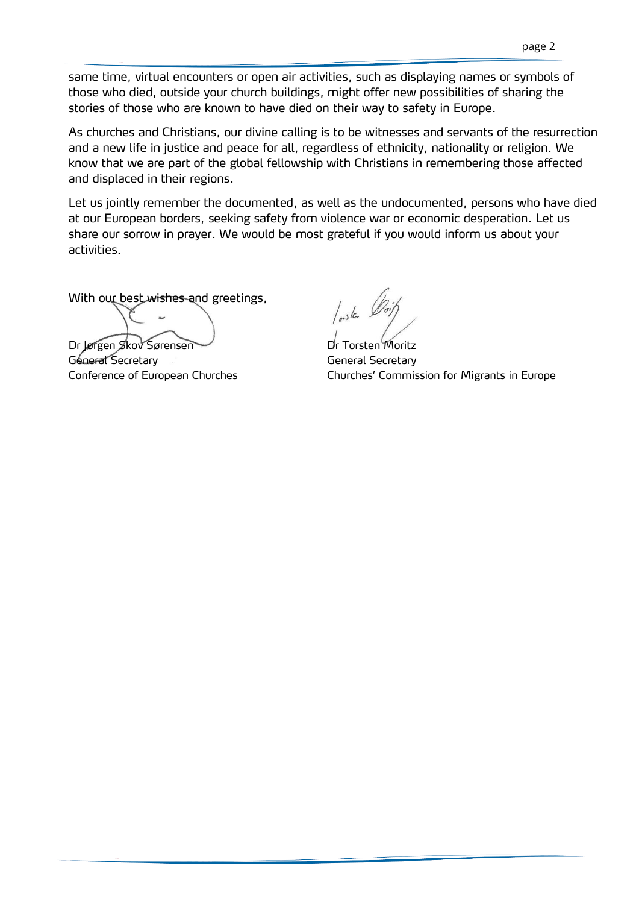same time, virtual encounters or open air activities, such as displaying names or symbols of those who died, outside your church buildings, might offer new possibilities of sharing the stories of those who are known to have died on their way to safety in Europe.

As churches and Christians, our divine calling is to be witnesses and servants of the resurrection and a new life in justice and peace for all, regardless of ethnicity, nationality or religion. We know that we are part of the global fellowship with Christians in remembering those affected and displaced in their regions.

Let us jointly remember the documented, as well as the undocumented, persons who have died at our European borders, seeking safety from violence war or economic desperation. Let us share our sorrow in prayer. We would be most grateful if you would inform us about your activities.

With our best wishes and greetings,

Dr Jørgen Skov Sørensen
General Secretary
Conference of European Churches

Dr Torsten Moritz
General Secretary
Churches' Commission for Migrants in Europe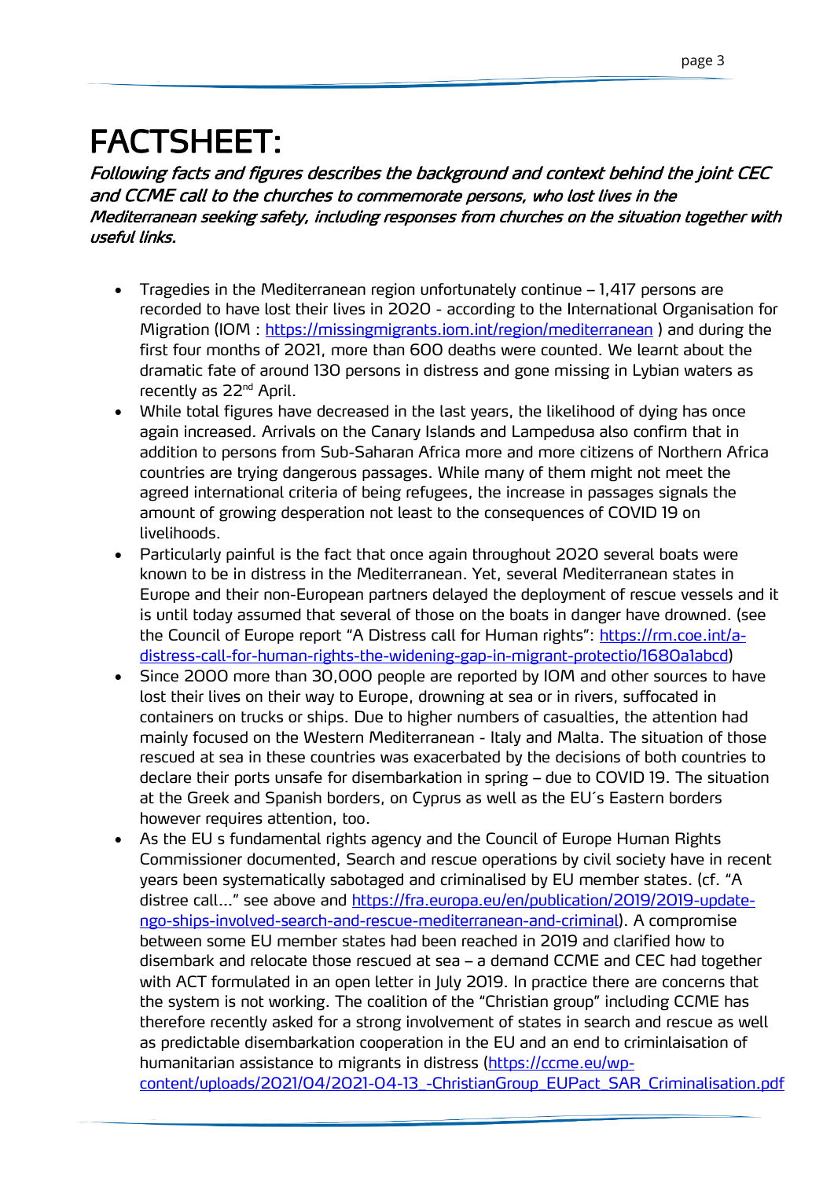# FACTSHEET:

***Following facts and figures describes the background and context behind the joint CEC and CCME call to the churches to commemorate persons, who lost lives in the Mediterranean seeking safety, including responses from churches on the situation together with useful links.***

- Tragedies in the Mediterranean region unfortunately continue – 1,417 persons are recorded to have lost their lives in 2020 - according to the International Organisation for Migration (IOM : https://missingmigrants.iom.int/region/mediterranean ) and during the first four months of 2021, more than 600 deaths were counted. We learnt about the dramatic fate of around 130 persons in distress and gone missing in Lybian waters as recently as 22nd April.
- While total figures have decreased in the last years, the likelihood of dying has once again increased. Arrivals on the Canary Islands and Lampedusa also confirm that in addition to persons from Sub-Saharan Africa more and more citizens of Northern Africa countries are trying dangerous passages. While many of them might not meet the agreed international criteria of being refugees, the increase in passages signals the amount of growing desperation not least to the consequences of COVID 19 on livelihoods.
- Particularly painful is the fact that once again throughout 2020 several boats were known to be in distress in the Mediterranean. Yet, several Mediterranean states in Europe and their non-European partners delayed the deployment of rescue vessels and it is until today assumed that several of those on the boats in danger have drowned. (see the Council of Europe report "A Distress call for Human rights": https://rm.coe.int/a-distress-call-for-human-rights-the-widening-gap-in-migrant-protectio/1680a1abcd)
- Since 2000 more than 30,000 people are reported by IOM and other sources to have lost their lives on their way to Europe, drowning at sea or in rivers, suffocated in containers on trucks or ships. Due to higher numbers of casualties, the attention had mainly focused on the Western Mediterranean - Italy and Malta. The situation of those rescued at sea in these countries was exacerbated by the decisions of both countries to declare their ports unsafe for disembarkation in spring – due to COVID 19. The situation at the Greek and Spanish borders, on Cyprus as well as the EU´s Eastern borders however requires attention, too.
- As the EU s fundamental rights agency and the Council of Europe Human Rights Commissioner documented, Search and rescue operations by civil society have in recent years been systematically sabotaged and criminalised by EU member states. (cf. "A distree call…" see above and https://fra.europa.eu/en/publication/2019/2019-update-ngo-ships-involved-search-and-rescue-mediterranean-and-criminal). A compromise between some EU member states had been reached in 2019 and clarified how to disembark and relocate those rescued at sea – a demand CCME and CEC had together with ACT formulated in an open letter in July 2019. In practice there are concerns that the system is not working. The coalition of the "Christian group" including CCME has therefore recently asked for a strong involvement of states in search and rescue as well as predictable disembarkation cooperation in the EU and an end to criminlaisation of humanitarian assistance to migrants in distress (https://ccme.eu/wp-content/uploads/2021/04/2021-04-13_-ChristianGroup_EUPact_SAR_Criminalisation.pdf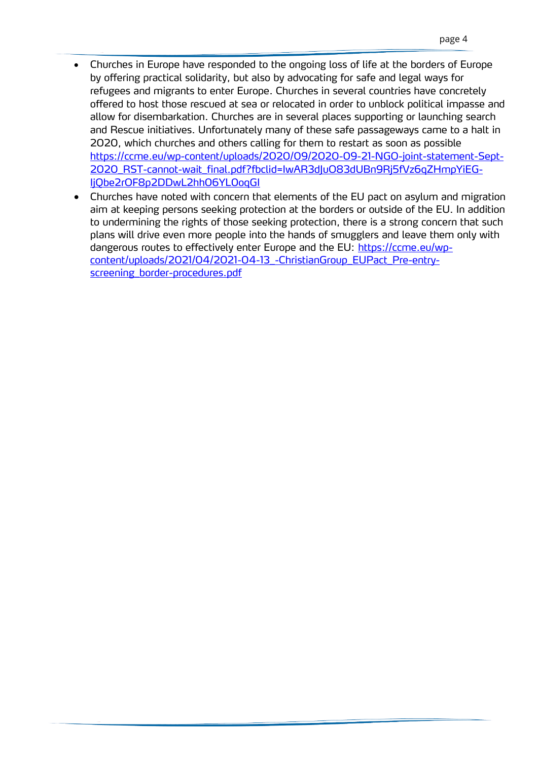- Churches in Europe have responded to the ongoing loss of life at the borders of Europe by offering practical solidarity, but also by advocating for safe and legal ways for refugees and migrants to enter Europe. Churches in several countries have concretely offered to host those rescued at sea or relocated in order to unblock political impasse and allow for disembarkation. Churches are in several places supporting or launching search and Rescue initiatives. Unfortunately many of these safe passageways came to a halt in 2020, which churches and others calling for them to restart as soon as possible https://ccme.eu/wp-content/uploads/2020/09/2020-09-21-NGO-joint-statement-Sept-2020_RST-cannot-wait_final.pdf?fbclid=IwAR3dJuO83dUBn9Rj5fVz6qZHmpYiEG-IjQbe2rOF8p2DDwL2hh06YLOoqGI
- Churches have noted with concern that elements of the EU pact on asylum and migration aim at keeping persons seeking protection at the borders or outside of the EU. In addition to undermining the rights of those seeking protection, there is a strong concern that such plans will drive even more people into the hands of smugglers and leave them only with dangerous routes to effectively enter Europe and the EU: https://ccme.eu/wp-content/uploads/2021/04/2021-04-13_-ChristianGroup_EUPact_Pre-entry-screening_border-procedures.pdf